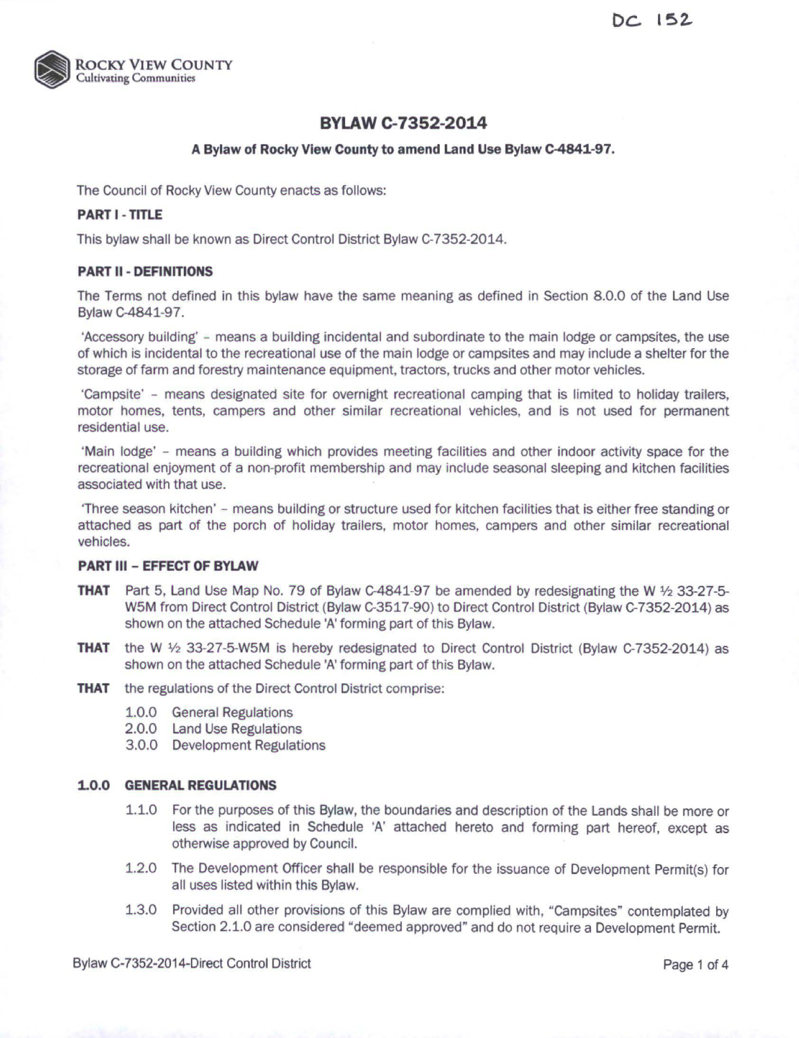DC 152

ROCKY VIEW COUNTY
Cultivating Communities

# BYLAW C-7352-2014

**A Bylaw of Rocky View County to amend Land Use Bylaw C-4841-97.**

The Council of Rocky View County enacts as follows:

**PART I - TITLE**

This bylaw shall be known as Direct Control District Bylaw C-7352-2014.

**PART II - DEFINITIONS**

The Terms not defined in this bylaw have the same meaning as defined in Section 8.0.0 of the Land Use Bylaw C-4841-97.

'Accessory building' – means a building incidental and subordinate to the main lodge or campsites, the use of which is incidental to the recreational use of the main lodge or campsites and may include a shelter for the storage of farm and forestry maintenance equipment, tractors, trucks and other motor vehicles.

'Campsite' – means designated site for overnight recreational camping that is limited to holiday trailers, motor homes, tents, campers and other similar recreational vehicles, and is not used for permanent residential use.

'Main lodge' – means a building which provides meeting facilities and other indoor activity space for the recreational enjoyment of a non-profit membership and may include seasonal sleeping and kitchen facilities associated with that use.

'Three season kitchen' – means building or structure used for kitchen facilities that is either free standing or attached as part of the porch of holiday trailers, motor homes, campers and other similar recreational vehicles.

**PART III – EFFECT OF BYLAW**

**THAT** Part 5, Land Use Map No. 79 of Bylaw C-4841-97 be amended by redesignating the W ½ 33-27-5-W5M from Direct Control District (Bylaw C-3517-90) to Direct Control District (Bylaw C-7352-2014) as shown on the attached Schedule 'A' forming part of this Bylaw.

**THAT** the W ½ 33-27-5-W5M is hereby redesignated to Direct Control District (Bylaw C-7352-2014) as shown on the attached Schedule 'A' forming part of this Bylaw.

**THAT** the regulations of the Direct Control District comprise:

- 1.0.0 General Regulations
- 2.0.0 Land Use Regulations
- 3.0.0 Development Regulations

**1.0.0 GENERAL REGULATIONS**

1.1.0 For the purposes of this Bylaw, the boundaries and description of the Lands shall be more or less as indicated in Schedule 'A' attached hereto and forming part hereof, except as otherwise approved by Council.

1.2.0 The Development Officer shall be responsible for the issuance of Development Permit(s) for all uses listed within this Bylaw.

1.3.0 Provided all other provisions of this Bylaw are complied with, "Campsites" contemplated by Section 2.1.0 are considered "deemed approved" and do not require a Development Permit.

Bylaw C-7352-2014-Direct Control District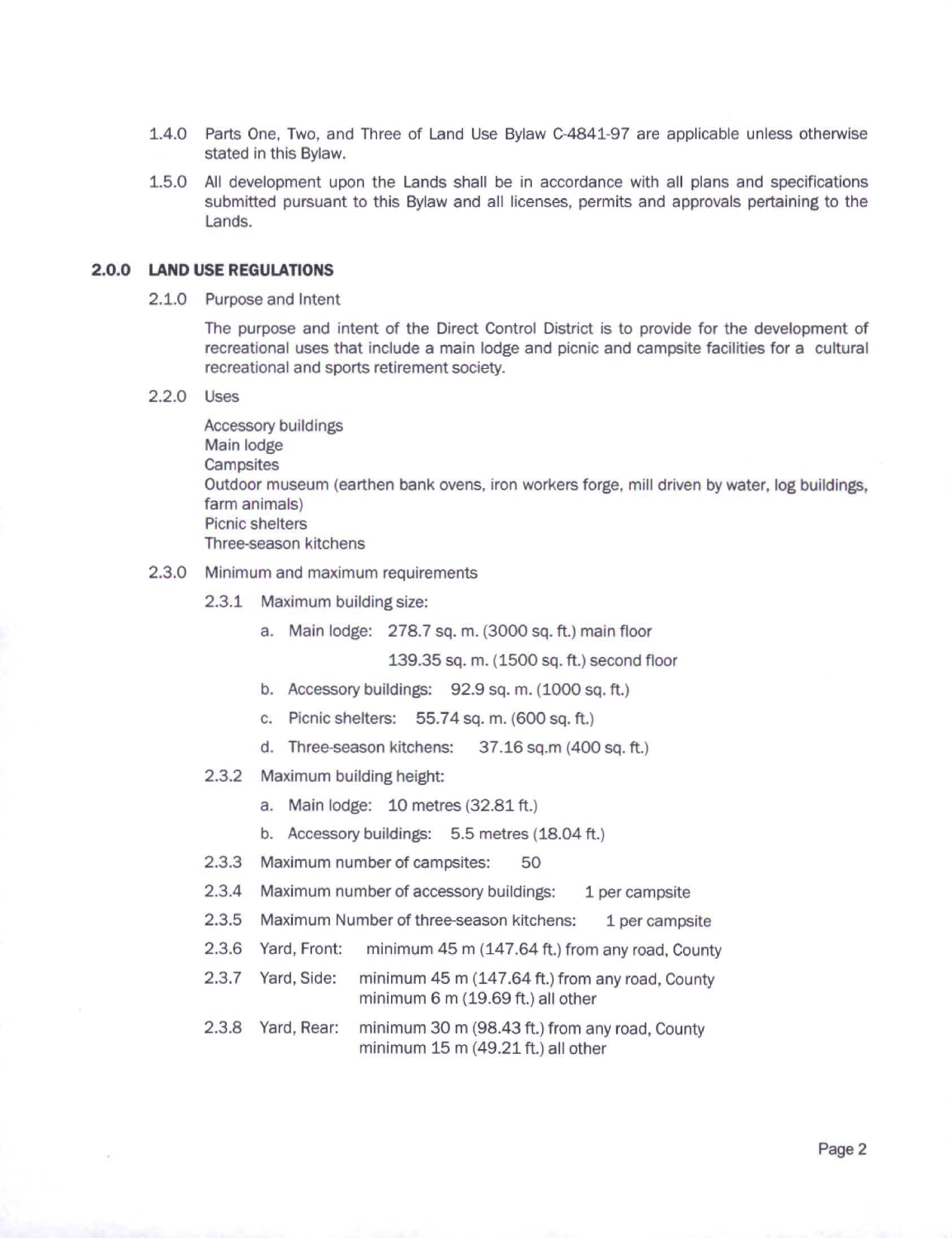1.4.0 Parts One, Two, and Three of Land Use Bylaw C-4841-97 are applicable unless otherwise stated in this Bylaw.

1.5.0 All development upon the Lands shall be in accordance with all plans and specifications submitted pursuant to this Bylaw and all licenses, permits and approvals pertaining to the Lands.

## 2.0.0 LAND USE REGULATIONS

2.1.0 Purpose and Intent

The purpose and intent of the Direct Control District is to provide for the development of recreational uses that include a main lodge and picnic and campsite facilities for a cultural recreational and sports retirement society.

2.2.0 Uses

Accessory buildings
Main lodge
Campsites
Outdoor museum (earthen bank ovens, iron workers forge, mill driven by water, log buildings, farm animals)
Picnic shelters
Three-season kitchens

2.3.0 Minimum and maximum requirements

2.3.1 Maximum building size:

a. Main lodge: 278.7 sq. m. (3000 sq. ft.) main floor
139.35 sq. m. (1500 sq. ft.) second floor

b. Accessory buildings: 92.9 sq. m. (1000 sq. ft.)

c. Picnic shelters: 55.74 sq. m. (600 sq. ft.)

d. Three-season kitchens: 37.16 sq.m (400 sq. ft.)

2.3.2 Maximum building height:

a. Main lodge: 10 metres (32.81 ft.)

b. Accessory buildings: 5.5 metres (18.04 ft.)

2.3.3 Maximum number of campsites: 50

2.3.4 Maximum number of accessory buildings: 1 per campsite

2.3.5 Maximum Number of three-season kitchens: 1 per campsite

2.3.6 Yard, Front: minimum 45 m (147.64 ft.) from any road, County

2.3.7 Yard, Side: minimum 45 m (147.64 ft.) from any road, County
minimum 6 m (19.69 ft.) all other

2.3.8 Yard, Rear: minimum 30 m (98.43 ft.) from any road, County
minimum 15 m (49.21 ft.) all other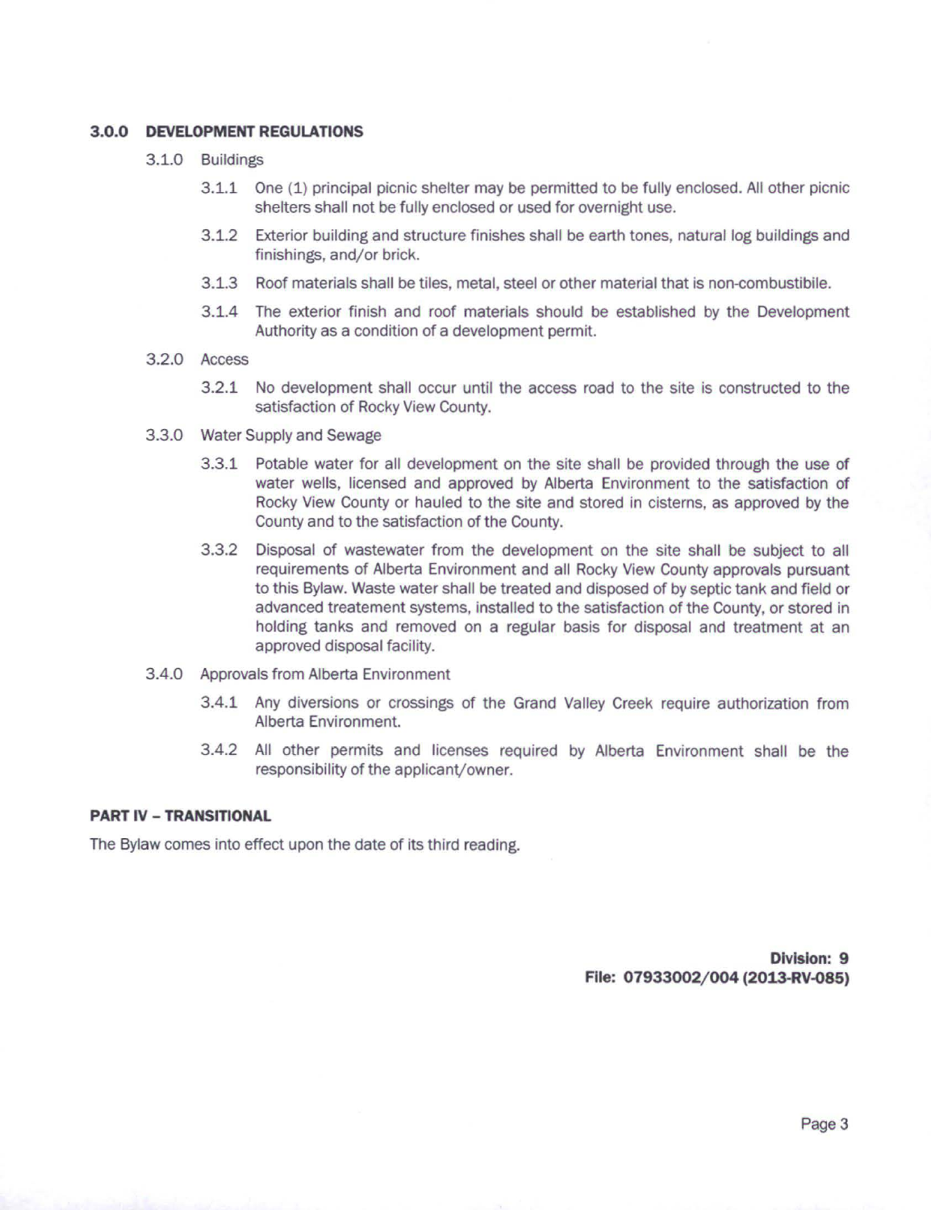### 3.0.0 DEVELOPMENT REGULATIONS

3.1.0 Buildings

3.1.1 One (1) principal picnic shelter may be permitted to be fully enclosed. All other picnic shelters shall not be fully enclosed or used for overnight use.

3.1.2 Exterior building and structure finishes shall be earth tones, natural log buildings and finishings, and/or brick.

3.1.3 Roof materials shall be tiles, metal, steel or other material that is non-combustibile.

3.1.4 The exterior finish and roof materials should be established by the Development Authority as a condition of a development permit.

3.2.0 Access

3.2.1 No development shall occur until the access road to the site is constructed to the satisfaction of Rocky View County.

3.3.0 Water Supply and Sewage

3.3.1 Potable water for all development on the site shall be provided through the use of water wells, licensed and approved by Alberta Environment to the satisfaction of Rocky View County or hauled to the site and stored in cisterns, as approved by the County and to the satisfaction of the County.

3.3.2 Disposal of wastewater from the development on the site shall be subject to all requirements of Alberta Environment and all Rocky View County approvals pursuant to this Bylaw. Waste water shall be treated and disposed of by septic tank and field or advanced treatement systems, installed to the satisfaction of the County, or stored in holding tanks and removed on a regular basis for disposal and treatment at an approved disposal facility.

3.4.0 Approvals from Alberta Environment

3.4.1 Any diversions or crossings of the Grand Valley Creek require authorization from Alberta Environment.

3.4.2 All other permits and licenses required by Alberta Environment shall be the responsibility of the applicant/owner.

### PART IV – TRANSITIONAL

The Bylaw comes into effect upon the date of its third reading.

**Division: 9**
**File: 07933002/004 (2013-RV-085)**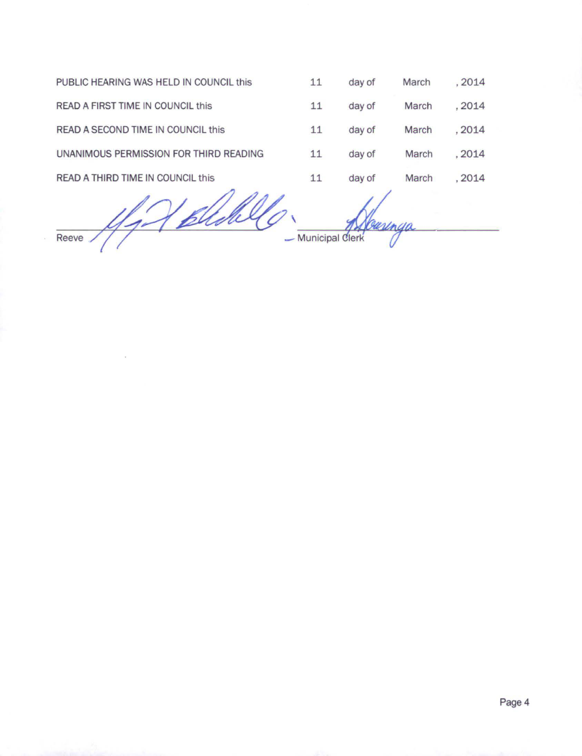| | | | | |
|---|---|---|---|---|
| PUBLIC HEARING WAS HELD IN COUNCIL this | 11 | day of | March | , 2014 |
| READ A FIRST TIME IN COUNCIL this | 11 | day of | March | , 2014 |
| READ A SECOND TIME IN COUNCIL this | 11 | day of | March | , 2014 |
| UNANIMOUS PERMISSION FOR THIRD READING | 11 | day of | March | , 2014 |
| READ A THIRD TIME IN COUNCIL this | 11 | day of | March | , 2014 |

Reeve ____________________ Municipal Clerk ____________________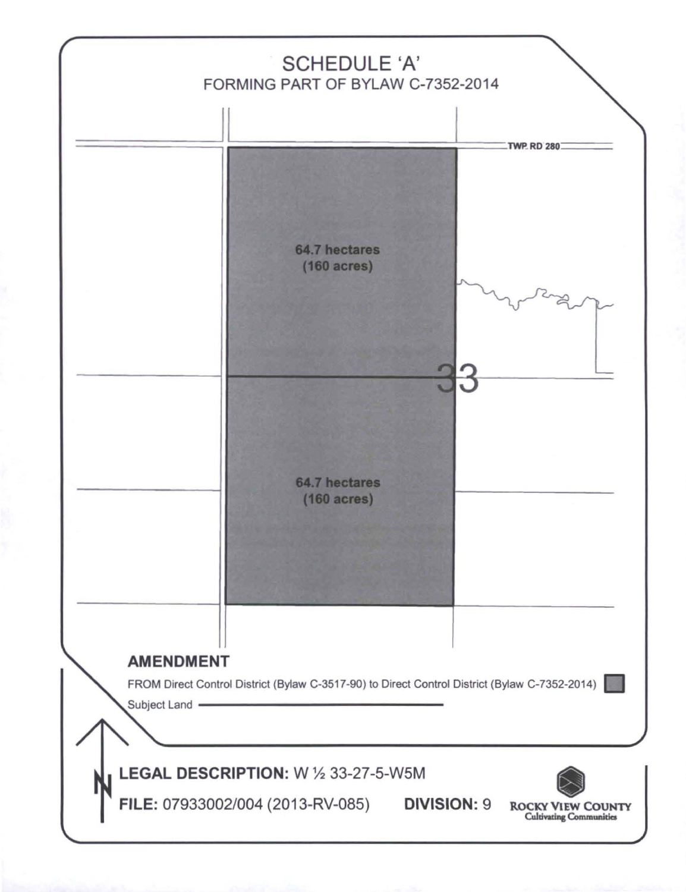# SCHEDULE 'A'

FORMING PART OF BYLAW C-7352-2014

TWP. RD 280

64.7 hectares
(160 acres)

33

64.7 hectares
(160 acres)

**AMENDMENT**

FROM Direct Control District (Bylaw C-3517-90) to Direct Control District (Bylaw C-7352-2014)

Subject Land

N

**LEGAL DESCRIPTION:** W ½ 33-27-5-W5M

**FILE:** 07933002/004 (2013-RV-085) **DIVISION:** 9

ROCKY VIEW COUNTY
Cultivating Communities